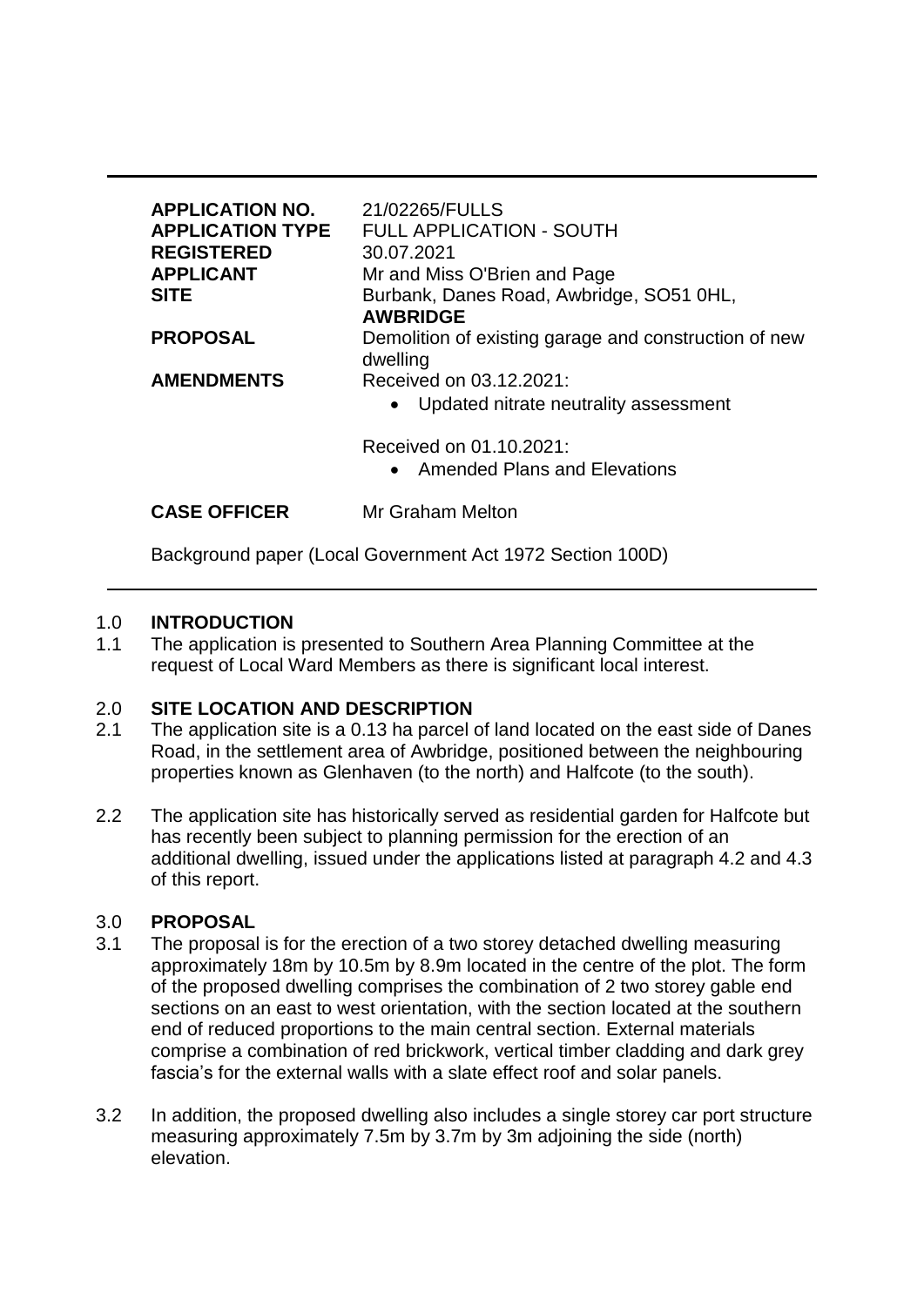| | |
|---|---|
| **APPLICATION NO.** | 21/02265/FULLS |
| **APPLICATION TYPE** | FULL APPLICATION - SOUTH |
| **REGISTERED** | 30.07.2021 |
| **APPLICANT** | Mr and Miss O'Brien and Page |
| **SITE** | Burbank, Danes Road, Awbridge, SO51 0HL, **AWBRIDGE** |
| **PROPOSAL** | Demolition of existing garage and construction of new dwelling |
| **AMENDMENTS** | Received on 03.12.2021:<br>• Updated nitrate neutrality assessment<br><br>Received on 01.10.2021:<br>• Amended Plans and Elevations |
| **CASE OFFICER** | Mr Graham Melton |

Background paper (Local Government Act 1972 Section 100D)

## 1.0 INTRODUCTION

1.1 The application is presented to Southern Area Planning Committee at the request of Local Ward Members as there is significant local interest.

## 2.0 SITE LOCATION AND DESCRIPTION

2.1 The application site is a 0.13 ha parcel of land located on the east side of Danes Road, in the settlement area of Awbridge, positioned between the neighbouring properties known as Glenhaven (to the north) and Halfcote (to the south).

2.2 The application site has historically served as residential garden for Halfcote but has recently been subject to planning permission for the erection of an additional dwelling, issued under the applications listed at paragraph 4.2 and 4.3 of this report.

## 3.0 PROPOSAL

3.1 The proposal is for the erection of a two storey detached dwelling measuring approximately 18m by 10.5m by 8.9m located in the centre of the plot. The form of the proposed dwelling comprises the combination of 2 two storey gable end sections on an east to west orientation, with the section located at the southern end of reduced proportions to the main central section. External materials comprise a combination of red brickwork, vertical timber cladding and dark grey fascia's for the external walls with a slate effect roof and solar panels.

3.2 In addition, the proposed dwelling also includes a single storey car port structure measuring approximately 7.5m by 3.7m by 3m adjoining the side (north) elevation.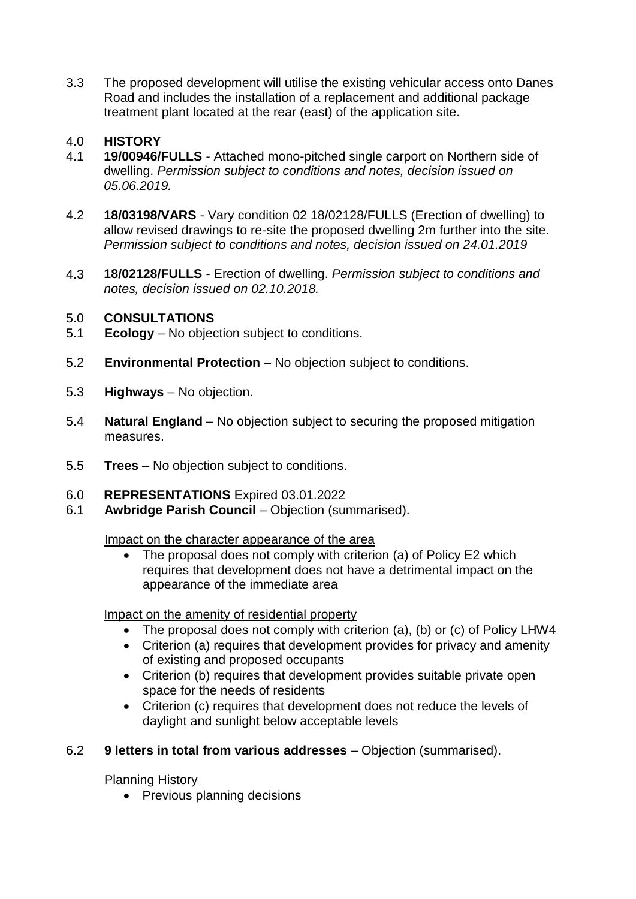3.3 The proposed development will utilise the existing vehicular access onto Danes Road and includes the installation of a replacement and additional package treatment plant located at the rear (east) of the application site.

## 4.0 HISTORY

4.1 **19/00946/FULLS** - Attached mono-pitched single carport on Northern side of dwelling. *Permission subject to conditions and notes, decision issued on 05.06.2019.*

4.2 **18/03198/VARS** - Vary condition 02 18/02128/FULLS (Erection of dwelling) to allow revised drawings to re-site the proposed dwelling 2m further into the site. *Permission subject to conditions and notes, decision issued on 24.01.2019*

4.3 **18/02128/FULLS** - Erection of dwelling. *Permission subject to conditions and notes, decision issued on 02.10.2018.*

## 5.0 CONSULTATIONS

5.1 **Ecology** – No objection subject to conditions.

5.2 **Environmental Protection** – No objection subject to conditions.

5.3 **Highways** – No objection.

5.4 **Natural England** – No objection subject to securing the proposed mitigation measures.

5.5 **Trees** – No objection subject to conditions.

## 6.0 REPRESENTATIONS Expired 03.01.2022

6.1 **Awbridge Parish Council** – Objection (summarised).

Impact on the character appearance of the area

- The proposal does not comply with criterion (a) of Policy E2 which requires that development does not have a detrimental impact on the appearance of the immediate area

Impact on the amenity of residential property

- The proposal does not comply with criterion (a), (b) or (c) of Policy LHW4
- Criterion (a) requires that development provides for privacy and amenity of existing and proposed occupants
- Criterion (b) requires that development provides suitable private open space for the needs of residents
- Criterion (c) requires that development does not reduce the levels of daylight and sunlight below acceptable levels

6.2 **9 letters in total from various addresses** – Objection (summarised).

Planning History

- Previous planning decisions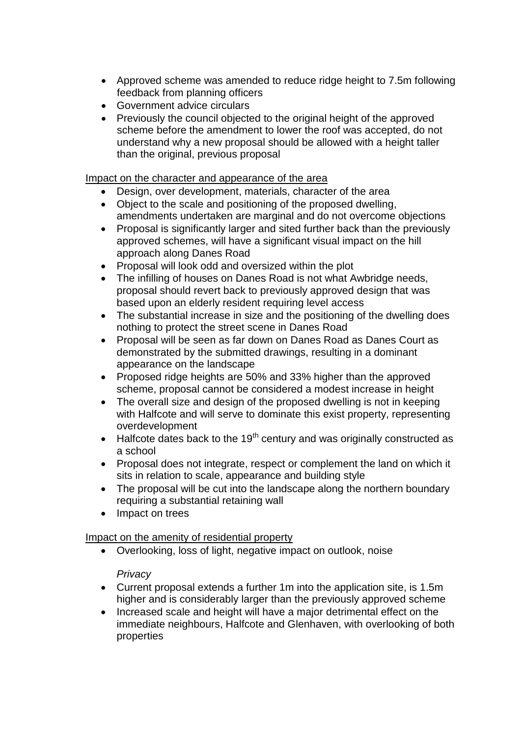- Approved scheme was amended to reduce ridge height to 7.5m following feedback from planning officers
- Government advice circulars
- Previously the council objected to the original height of the approved scheme before the amendment to lower the roof was accepted, do not understand why a new proposal should be allowed with a height taller than the original, previous proposal

Impact on the character and appearance of the area

- Design, over development, materials, character of the area
- Object to the scale and positioning of the proposed dwelling, amendments undertaken are marginal and do not overcome objections
- Proposal is significantly larger and sited further back than the previously approved schemes, will have a significant visual impact on the hill approach along Danes Road
- Proposal will look odd and oversized within the plot
- The infilling of houses on Danes Road is not what Awbridge needs, proposal should revert back to previously approved design that was based upon an elderly resident requiring level access
- The substantial increase in size and the positioning of the dwelling does nothing to protect the street scene in Danes Road
- Proposal will be seen as far down on Danes Road as Danes Court as demonstrated by the submitted drawings, resulting in a dominant appearance on the landscape
- Proposed ridge heights are 50% and 33% higher than the approved scheme, proposal cannot be considered a modest increase in height
- The overall size and design of the proposed dwelling is not in keeping with Halfcote and will serve to dominate this exist property, representing overdevelopment
- Halfcote dates back to the 19th century and was originally constructed as a school
- Proposal does not integrate, respect or complement the land on which it sits in relation to scale, appearance and building style
- The proposal will be cut into the landscape along the northern boundary requiring a substantial retaining wall
- Impact on trees

Impact on the amenity of residential property

- Overlooking, loss of light, negative impact on outlook, noise

  *Privacy*

- Current proposal extends a further 1m into the application site, is 1.5m higher and is considerably larger than the previously approved scheme
- Increased scale and height will have a major detrimental effect on the immediate neighbours, Halfcote and Glenhaven, with overlooking of both properties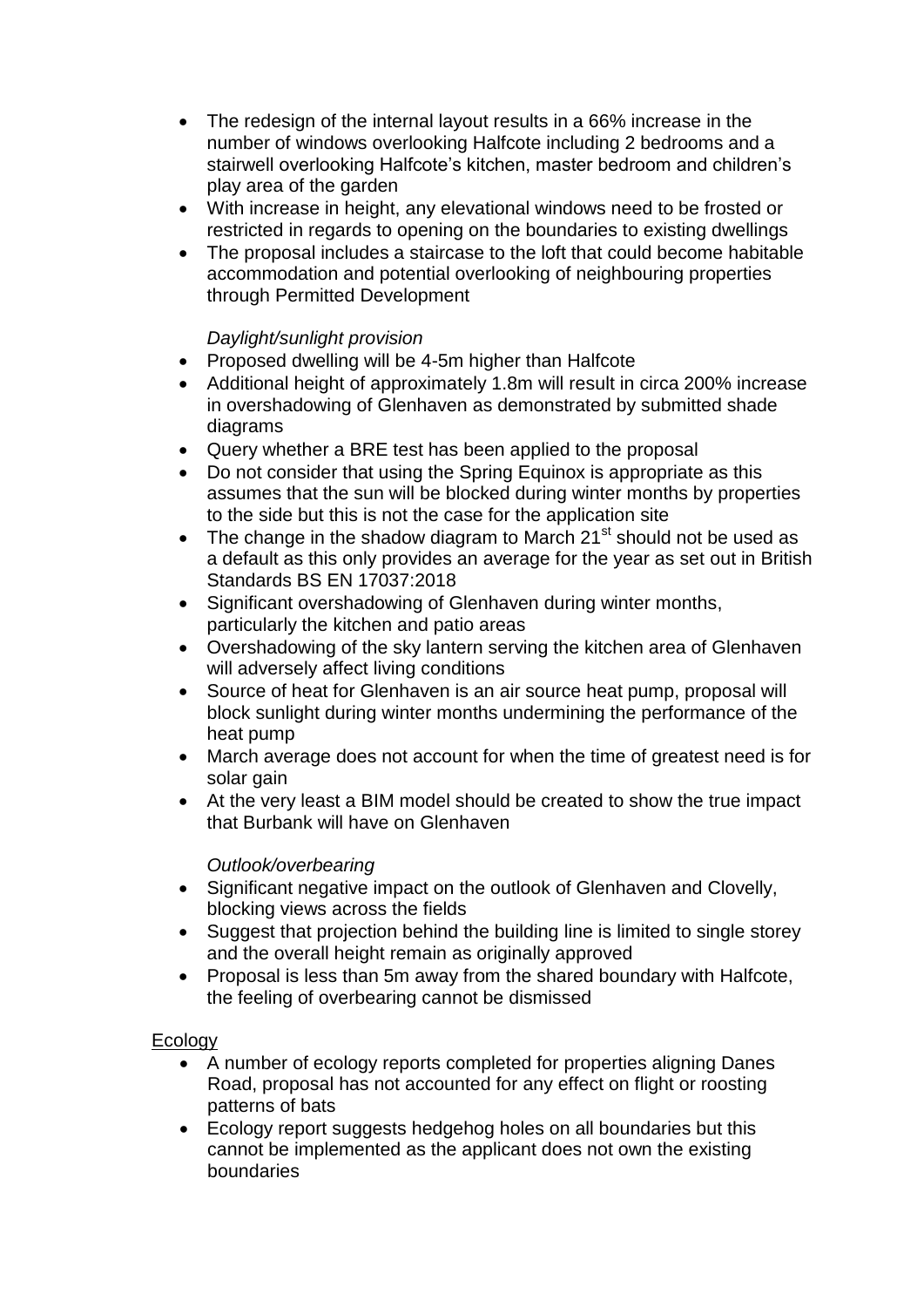- The redesign of the internal layout results in a 66% increase in the number of windows overlooking Halfcote including 2 bedrooms and a stairwell overlooking Halfcote's kitchen, master bedroom and children's play area of the garden
- With increase in height, any elevational windows need to be frosted or restricted in regards to opening on the boundaries to existing dwellings
- The proposal includes a staircase to the loft that could become habitable accommodation and potential overlooking of neighbouring properties through Permitted Development

*Daylight/sunlight provision*

- Proposed dwelling will be 4-5m higher than Halfcote
- Additional height of approximately 1.8m will result in circa 200% increase in overshadowing of Glenhaven as demonstrated by submitted shade diagrams
- Query whether a BRE test has been applied to the proposal
- Do not consider that using the Spring Equinox is appropriate as this assumes that the sun will be blocked during winter months by properties to the side but this is not the case for the application site
- The change in the shadow diagram to March 21st should not be used as a default as this only provides an average for the year as set out in British Standards BS EN 17037:2018
- Significant overshadowing of Glenhaven during winter months, particularly the kitchen and patio areas
- Overshadowing of the sky lantern serving the kitchen area of Glenhaven will adversely affect living conditions
- Source of heat for Glenhaven is an air source heat pump, proposal will block sunlight during winter months undermining the performance of the heat pump
- March average does not account for when the time of greatest need is for solar gain
- At the very least a BIM model should be created to show the true impact that Burbank will have on Glenhaven

*Outlook/overbearing*

- Significant negative impact on the outlook of Glenhaven and Clovelly, blocking views across the fields
- Suggest that projection behind the building line is limited to single storey and the overall height remain as originally approved
- Proposal is less than 5m away from the shared boundary with Halfcote, the feeling of overbearing cannot be dismissed

Ecology

- A number of ecology reports completed for properties aligning Danes Road, proposal has not accounted for any effect on flight or roosting patterns of bats
- Ecology report suggests hedgehog holes on all boundaries but this cannot be implemented as the applicant does not own the existing boundaries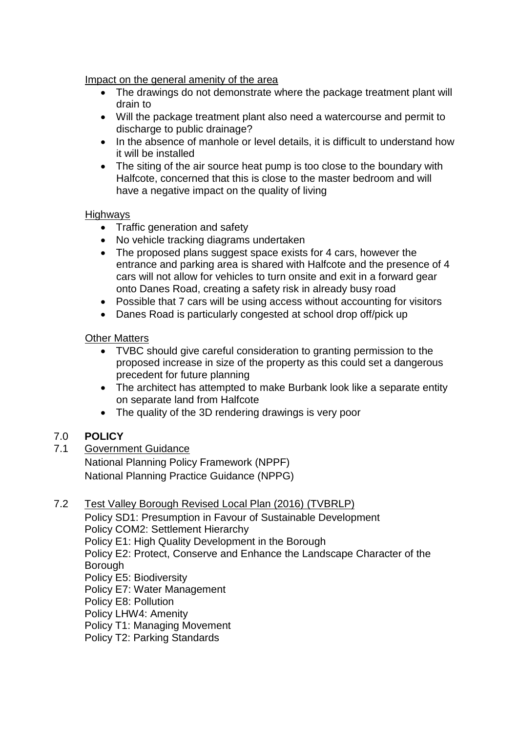Impact on the general amenity of the area

- The drawings do not demonstrate where the package treatment plant will drain to
- Will the package treatment plant also need a watercourse and permit to discharge to public drainage?
- In the absence of manhole or level details, it is difficult to understand how it will be installed
- The siting of the air source heat pump is too close to the boundary with Halfcote, concerned that this is close to the master bedroom and will have a negative impact on the quality of living

Highways

- Traffic generation and safety
- No vehicle tracking diagrams undertaken
- The proposed plans suggest space exists for 4 cars, however the entrance and parking area is shared with Halfcote and the presence of 4 cars will not allow for vehicles to turn onsite and exit in a forward gear onto Danes Road, creating a safety risk in already busy road
- Possible that 7 cars will be using access without accounting for visitors
- Danes Road is particularly congested at school drop off/pick up

Other Matters

- TVBC should give careful consideration to granting permission to the proposed increase in size of the property as this could set a dangerous precedent for future planning
- The architect has attempted to make Burbank look like a separate entity on separate land from Halfcote
- The quality of the 3D rendering drawings is very poor

## 7.0 POLICY

7.1 Government Guidance

National Planning Policy Framework (NPPF)
National Planning Practice Guidance (NPPG)

7.2 Test Valley Borough Revised Local Plan (2016) (TVBRLP)

Policy SD1: Presumption in Favour of Sustainable Development
Policy COM2: Settlement Hierarchy
Policy E1: High Quality Development in the Borough
Policy E2: Protect, Conserve and Enhance the Landscape Character of the Borough
Policy E5: Biodiversity
Policy E7: Water Management
Policy E8: Pollution
Policy LHW4: Amenity
Policy T1: Managing Movement
Policy T2: Parking Standards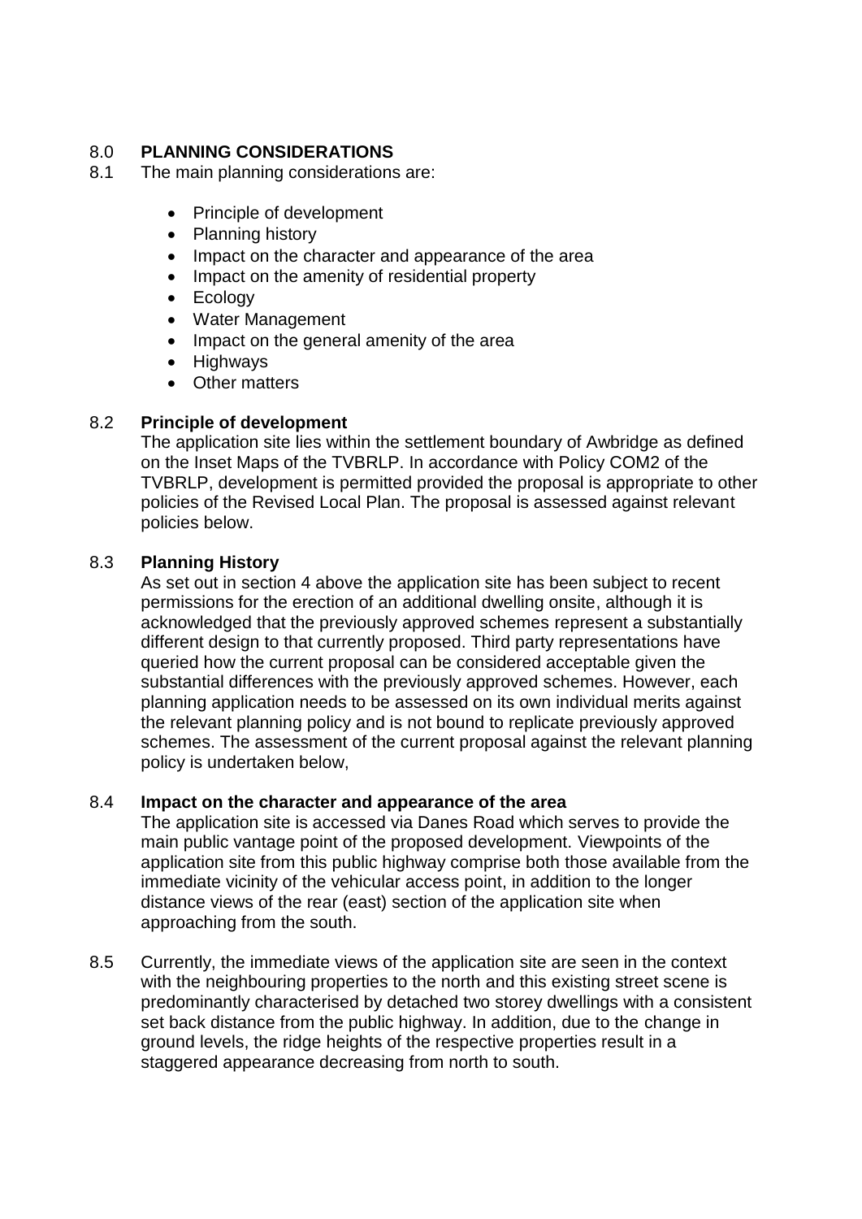## 8.0 PLANNING CONSIDERATIONS

8.1 The main planning considerations are:

- Principle of development
- Planning history
- Impact on the character and appearance of the area
- Impact on the amenity of residential property
- Ecology
- Water Management
- Impact on the general amenity of the area
- Highways
- Other matters

### 8.2 Principle of development

The application site lies within the settlement boundary of Awbridge as defined on the Inset Maps of the TVBRLP. In accordance with Policy COM2 of the TVBRLP, development is permitted provided the proposal is appropriate to other policies of the Revised Local Plan. The proposal is assessed against relevant policies below.

### 8.3 Planning History

As set out in section 4 above the application site has been subject to recent permissions for the erection of an additional dwelling onsite, although it is acknowledged that the previously approved schemes represent a substantially different design to that currently proposed. Third party representations have queried how the current proposal can be considered acceptable given the substantial differences with the previously approved schemes. However, each planning application needs to be assessed on its own individual merits against the relevant planning policy and is not bound to replicate previously approved schemes. The assessment of the current proposal against the relevant planning policy is undertaken below,

### 8.4 Impact on the character and appearance of the area

The application site is accessed via Danes Road which serves to provide the main public vantage point of the proposed development. Viewpoints of the application site from this public highway comprise both those available from the immediate vicinity of the vehicular access point, in addition to the longer distance views of the rear (east) section of the application site when approaching from the south.

8.5 Currently, the immediate views of the application site are seen in the context with the neighbouring properties to the north and this existing street scene is predominantly characterised by detached two storey dwellings with a consistent set back distance from the public highway. In addition, due to the change in ground levels, the ridge heights of the respective properties result in a staggered appearance decreasing from north to south.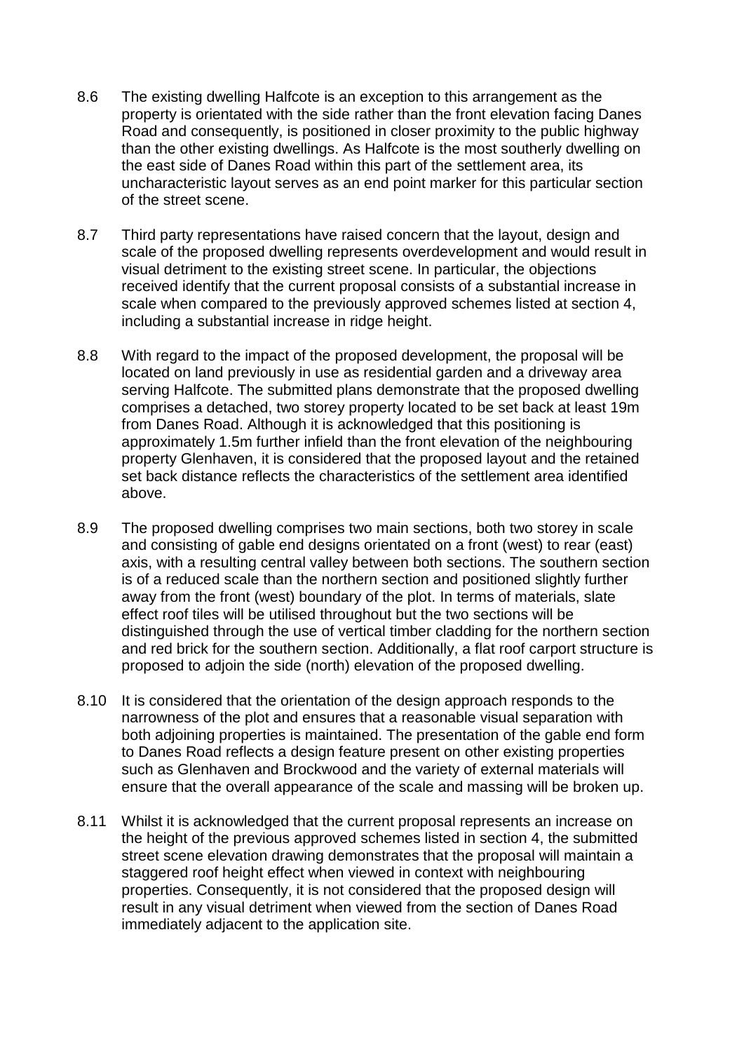8.6 The existing dwelling Halfcote is an exception to this arrangement as the property is orientated with the side rather than the front elevation facing Danes Road and consequently, is positioned in closer proximity to the public highway than the other existing dwellings. As Halfcote is the most southerly dwelling on the east side of Danes Road within this part of the settlement area, its uncharacteristic layout serves as an end point marker for this particular section of the street scene.

8.7 Third party representations have raised concern that the layout, design and scale of the proposed dwelling represents overdevelopment and would result in visual detriment to the existing street scene. In particular, the objections received identify that the current proposal consists of a substantial increase in scale when compared to the previously approved schemes listed at section 4, including a substantial increase in ridge height.

8.8 With regard to the impact of the proposed development, the proposal will be located on land previously in use as residential garden and a driveway area serving Halfcote. The submitted plans demonstrate that the proposed dwelling comprises a detached, two storey property located to be set back at least 19m from Danes Road. Although it is acknowledged that this positioning is approximately 1.5m further infield than the front elevation of the neighbouring property Glenhaven, it is considered that the proposed layout and the retained set back distance reflects the characteristics of the settlement area identified above.

8.9 The proposed dwelling comprises two main sections, both two storey in scale and consisting of gable end designs orientated on a front (west) to rear (east) axis, with a resulting central valley between both sections. The southern section is of a reduced scale than the northern section and positioned slightly further away from the front (west) boundary of the plot. In terms of materials, slate effect roof tiles will be utilised throughout but the two sections will be distinguished through the use of vertical timber cladding for the northern section and red brick for the southern section. Additionally, a flat roof carport structure is proposed to adjoin the side (north) elevation of the proposed dwelling.

8.10 It is considered that the orientation of the design approach responds to the narrowness of the plot and ensures that a reasonable visual separation with both adjoining properties is maintained. The presentation of the gable end form to Danes Road reflects a design feature present on other existing properties such as Glenhaven and Brockwood and the variety of external materials will ensure that the overall appearance of the scale and massing will be broken up.

8.11 Whilst it is acknowledged that the current proposal represents an increase on the height of the previous approved schemes listed in section 4, the submitted street scene elevation drawing demonstrates that the proposal will maintain a staggered roof height effect when viewed in context with neighbouring properties. Consequently, it is not considered that the proposed design will result in any visual detriment when viewed from the section of Danes Road immediately adjacent to the application site.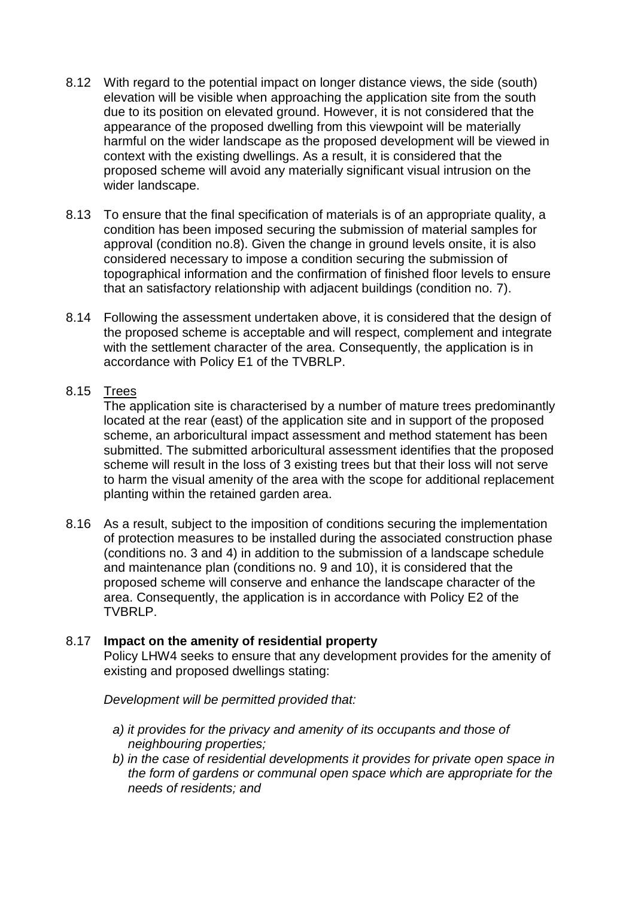8.12 With regard to the potential impact on longer distance views, the side (south) elevation will be visible when approaching the application site from the south due to its position on elevated ground. However, it is not considered that the appearance of the proposed dwelling from this viewpoint will be materially harmful on the wider landscape as the proposed development will be viewed in context with the existing dwellings. As a result, it is considered that the proposed scheme will avoid any materially significant visual intrusion on the wider landscape.

8.13 To ensure that the final specification of materials is of an appropriate quality, a condition has been imposed securing the submission of material samples for approval (condition no.8). Given the change in ground levels onsite, it is also considered necessary to impose a condition securing the submission of topographical information and the confirmation of finished floor levels to ensure that an satisfactory relationship with adjacent buildings (condition no. 7).

8.14 Following the assessment undertaken above, it is considered that the design of the proposed scheme is acceptable and will respect, complement and integrate with the settlement character of the area. Consequently, the application is in accordance with Policy E1 of the TVBRLP.

8.15 <u>Trees</u>
The application site is characterised by a number of mature trees predominantly located at the rear (east) of the application site and in support of the proposed scheme, an arboricultural impact assessment and method statement has been submitted. The submitted arboricultural assessment identifies that the proposed scheme will result in the loss of 3 existing trees but that their loss will not serve to harm the visual amenity of the area with the scope for additional replacement planting within the retained garden area.

8.16 As a result, subject to the imposition of conditions securing the implementation of protection measures to be installed during the associated construction phase (conditions no. 3 and 4) in addition to the submission of a landscape schedule and maintenance plan (conditions no. 9 and 10), it is considered that the proposed scheme will conserve and enhance the landscape character of the area. Consequently, the application is in accordance with Policy E2 of the TVBRLP.

8.17 **Impact on the amenity of residential property**
Policy LHW4 seeks to ensure that any development provides for the amenity of existing and proposed dwellings stating:

*Development will be permitted provided that:*

*a) it provides for the privacy and amenity of its occupants and those of neighbouring properties;*
*b) in the case of residential developments it provides for private open space in the form of gardens or communal open space which are appropriate for the needs of residents; and*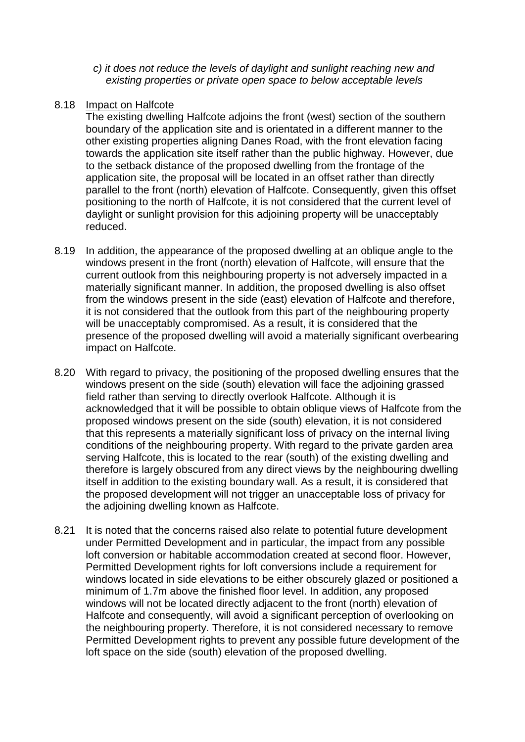*c) it does not reduce the levels of daylight and sunlight reaching new and existing properties or private open space to below acceptable levels*

8.18 Impact on Halfcote

The existing dwelling Halfcote adjoins the front (west) section of the southern boundary of the application site and is orientated in a different manner to the other existing properties aligning Danes Road, with the front elevation facing towards the application site itself rather than the public highway. However, due to the setback distance of the proposed dwelling from the frontage of the application site, the proposal will be located in an offset rather than directly parallel to the front (north) elevation of Halfcote. Consequently, given this offset positioning to the north of Halfcote, it is not considered that the current level of daylight or sunlight provision for this adjoining property will be unacceptably reduced.

8.19 In addition, the appearance of the proposed dwelling at an oblique angle to the windows present in the front (north) elevation of Halfcote, will ensure that the current outlook from this neighbouring property is not adversely impacted in a materially significant manner. In addition, the proposed dwelling is also offset from the windows present in the side (east) elevation of Halfcote and therefore, it is not considered that the outlook from this part of the neighbouring property will be unacceptably compromised. As a result, it is considered that the presence of the proposed dwelling will avoid a materially significant overbearing impact on Halfcote.

8.20 With regard to privacy, the positioning of the proposed dwelling ensures that the windows present on the side (south) elevation will face the adjoining grassed field rather than serving to directly overlook Halfcote. Although it is acknowledged that it will be possible to obtain oblique views of Halfcote from the proposed windows present on the side (south) elevation, it is not considered that this represents a materially significant loss of privacy on the internal living conditions of the neighbouring property. With regard to the private garden area serving Halfcote, this is located to the rear (south) of the existing dwelling and therefore is largely obscured from any direct views by the neighbouring dwelling itself in addition to the existing boundary wall. As a result, it is considered that the proposed development will not trigger an unacceptable loss of privacy for the adjoining dwelling known as Halfcote.

8.21 It is noted that the concerns raised also relate to potential future development under Permitted Development and in particular, the impact from any possible loft conversion or habitable accommodation created at second floor. However, Permitted Development rights for loft conversions include a requirement for windows located in side elevations to be either obscurely glazed or positioned a minimum of 1.7m above the finished floor level. In addition, any proposed windows will not be located directly adjacent to the front (north) elevation of Halfcote and consequently, will avoid a significant perception of overlooking on the neighbouring property. Therefore, it is not considered necessary to remove Permitted Development rights to prevent any possible future development of the loft space on the side (south) elevation of the proposed dwelling.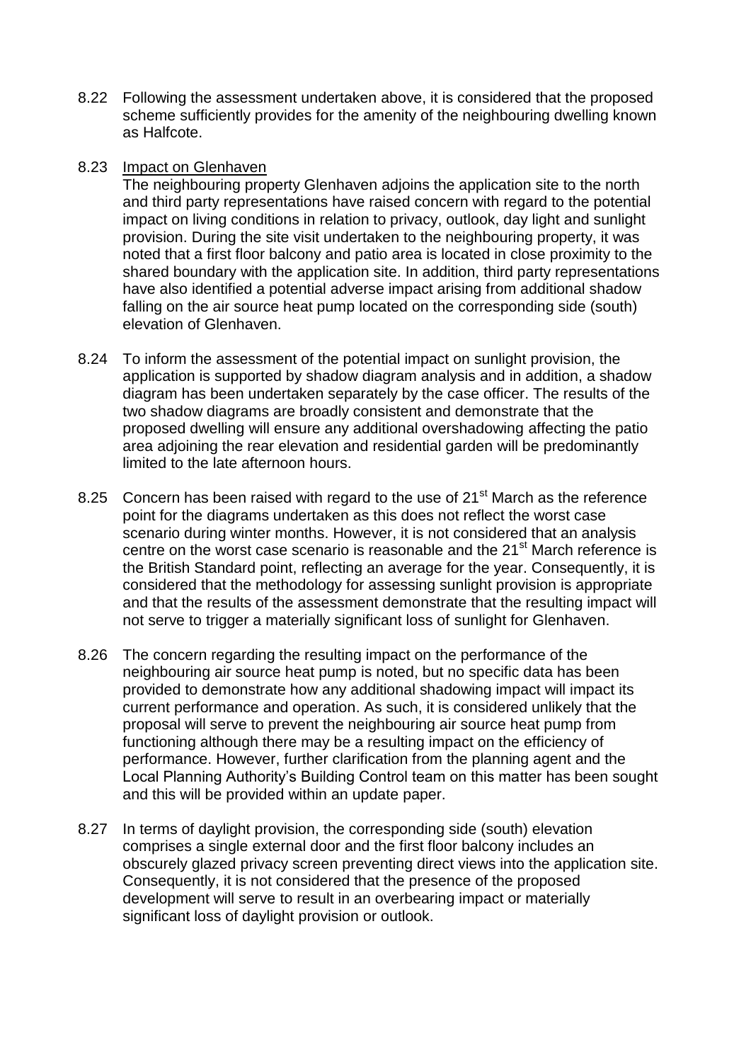8.22 Following the assessment undertaken above, it is considered that the proposed scheme sufficiently provides for the amenity of the neighbouring dwelling known as Halfcote.

8.23 Impact on Glenhaven

The neighbouring property Glenhaven adjoins the application site to the north and third party representations have raised concern with regard to the potential impact on living conditions in relation to privacy, outlook, day light and sunlight provision. During the site visit undertaken to the neighbouring property, it was noted that a first floor balcony and patio area is located in close proximity to the shared boundary with the application site. In addition, third party representations have also identified a potential adverse impact arising from additional shadow falling on the air source heat pump located on the corresponding side (south) elevation of Glenhaven.

8.24 To inform the assessment of the potential impact on sunlight provision, the application is supported by shadow diagram analysis and in addition, a shadow diagram has been undertaken separately by the case officer. The results of the two shadow diagrams are broadly consistent and demonstrate that the proposed dwelling will ensure any additional overshadowing affecting the patio area adjoining the rear elevation and residential garden will be predominantly limited to the late afternoon hours.

8.25 Concern has been raised with regard to the use of 21st March as the reference point for the diagrams undertaken as this does not reflect the worst case scenario during winter months. However, it is not considered that an analysis centre on the worst case scenario is reasonable and the 21st March reference is the British Standard point, reflecting an average for the year. Consequently, it is considered that the methodology for assessing sunlight provision is appropriate and that the results of the assessment demonstrate that the resulting impact will not serve to trigger a materially significant loss of sunlight for Glenhaven.

8.26 The concern regarding the resulting impact on the performance of the neighbouring air source heat pump is noted, but no specific data has been provided to demonstrate how any additional shadowing impact will impact its current performance and operation. As such, it is considered unlikely that the proposal will serve to prevent the neighbouring air source heat pump from functioning although there may be a resulting impact on the efficiency of performance. However, further clarification from the planning agent and the Local Planning Authority's Building Control team on this matter has been sought and this will be provided within an update paper.

8.27 In terms of daylight provision, the corresponding side (south) elevation comprises a single external door and the first floor balcony includes an obscurely glazed privacy screen preventing direct views into the application site. Consequently, it is not considered that the presence of the proposed development will serve to result in an overbearing impact or materially significant loss of daylight provision or outlook.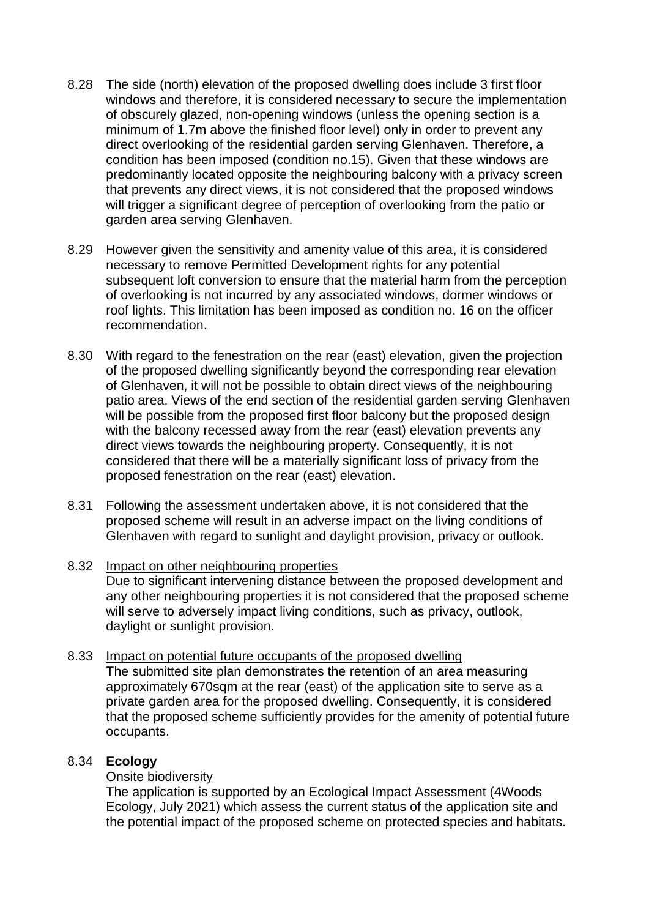8.28 The side (north) elevation of the proposed dwelling does include 3 first floor windows and therefore, it is considered necessary to secure the implementation of obscurely glazed, non-opening windows (unless the opening section is a minimum of 1.7m above the finished floor level) only in order to prevent any direct overlooking of the residential garden serving Glenhaven. Therefore, a condition has been imposed (condition no.15). Given that these windows are predominantly located opposite the neighbouring balcony with a privacy screen that prevents any direct views, it is not considered that the proposed windows will trigger a significant degree of perception of overlooking from the patio or garden area serving Glenhaven.

8.29 However given the sensitivity and amenity value of this area, it is considered necessary to remove Permitted Development rights for any potential subsequent loft conversion to ensure that the material harm from the perception of overlooking is not incurred by any associated windows, dormer windows or roof lights. This limitation has been imposed as condition no. 16 on the officer recommendation.

8.30 With regard to the fenestration on the rear (east) elevation, given the projection of the proposed dwelling significantly beyond the corresponding rear elevation of Glenhaven, it will not be possible to obtain direct views of the neighbouring patio area. Views of the end section of the residential garden serving Glenhaven will be possible from the proposed first floor balcony but the proposed design with the balcony recessed away from the rear (east) elevation prevents any direct views towards the neighbouring property. Consequently, it is not considered that there will be a materially significant loss of privacy from the proposed fenestration on the rear (east) elevation.

8.31 Following the assessment undertaken above, it is not considered that the proposed scheme will result in an adverse impact on the living conditions of Glenhaven with regard to sunlight and daylight provision, privacy or outlook.

8.32 Impact on other neighbouring properties

Due to significant intervening distance between the proposed development and any other neighbouring properties it is not considered that the proposed scheme will serve to adversely impact living conditions, such as privacy, outlook, daylight or sunlight provision.

8.33 Impact on potential future occupants of the proposed dwelling

The submitted site plan demonstrates the retention of an area measuring approximately 670sqm at the rear (east) of the application site to serve as a private garden area for the proposed dwelling. Consequently, it is considered that the proposed scheme sufficiently provides for the amenity of potential future occupants.

8.34 **Ecology**

Onsite biodiversity

The application is supported by an Ecological Impact Assessment (4Woods Ecology, July 2021) which assess the current status of the application site and the potential impact of the proposed scheme on protected species and habitats.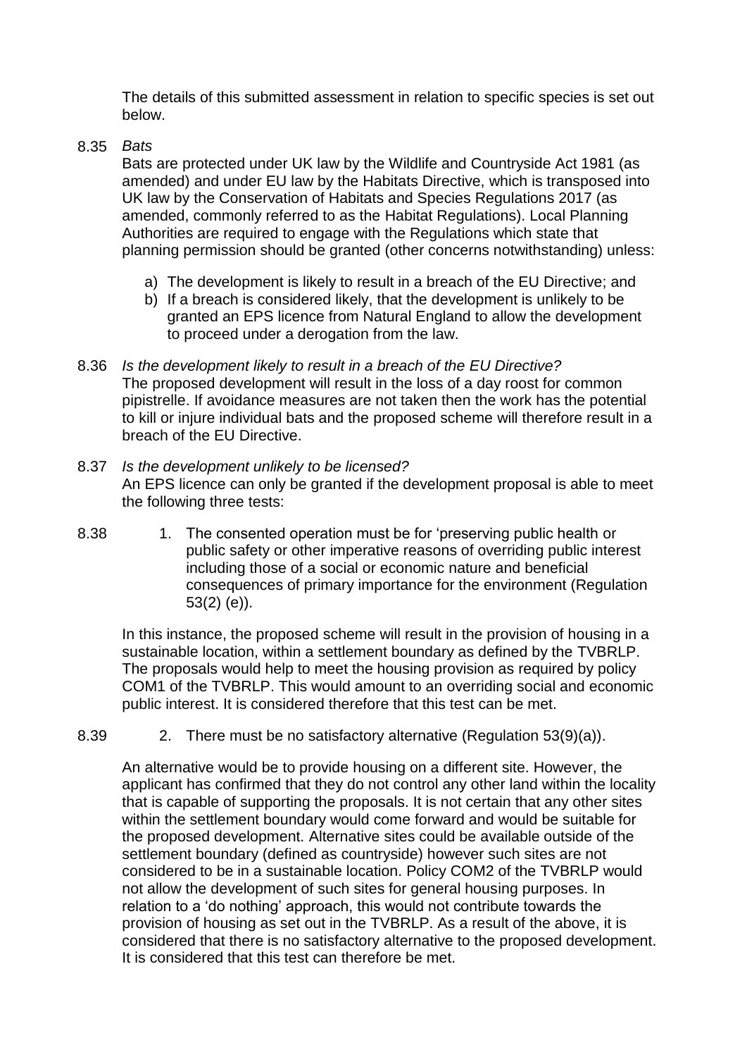The details of this submitted assessment in relation to specific species is set out below.

8.35 *Bats*

Bats are protected under UK law by the Wildlife and Countryside Act 1981 (as amended) and under EU law by the Habitats Directive, which is transposed into UK law by the Conservation of Habitats and Species Regulations 2017 (as amended, commonly referred to as the Habitat Regulations). Local Planning Authorities are required to engage with the Regulations which state that planning permission should be granted (other concerns notwithstanding) unless:

a) The development is likely to result in a breach of the EU Directive; and
b) If a breach is considered likely, that the development is unlikely to be granted an EPS licence from Natural England to allow the development to proceed under a derogation from the law.

8.36 *Is the development likely to result in a breach of the EU Directive?*

The proposed development will result in the loss of a day roost for common pipistrelle. If avoidance measures are not taken then the work has the potential to kill or injure individual bats and the proposed scheme will therefore result in a breach of the EU Directive.

8.37 *Is the development unlikely to be licensed?*

An EPS licence can only be granted if the development proposal is able to meet the following three tests:

8.38 1. The consented operation must be for 'preserving public health or public safety or other imperative reasons of overriding public interest including those of a social or economic nature and beneficial consequences of primary importance for the environment (Regulation 53(2) (e)).

In this instance, the proposed scheme will result in the provision of housing in a sustainable location, within a settlement boundary as defined by the TVBRLP. The proposals would help to meet the housing provision as required by policy COM1 of the TVBRLP. This would amount to an overriding social and economic public interest. It is considered therefore that this test can be met.

8.39 2. There must be no satisfactory alternative (Regulation 53(9)(a)).

An alternative would be to provide housing on a different site. However, the applicant has confirmed that they do not control any other land within the locality that is capable of supporting the proposals. It is not certain that any other sites within the settlement boundary would come forward and would be suitable for the proposed development. Alternative sites could be available outside of the settlement boundary (defined as countryside) however such sites are not considered to be in a sustainable location. Policy COM2 of the TVBRLP would not allow the development of such sites for general housing purposes. In relation to a 'do nothing' approach, this would not contribute towards the provision of housing as set out in the TVBRLP. As a result of the above, it is considered that there is no satisfactory alternative to the proposed development. It is considered that this test can therefore be met.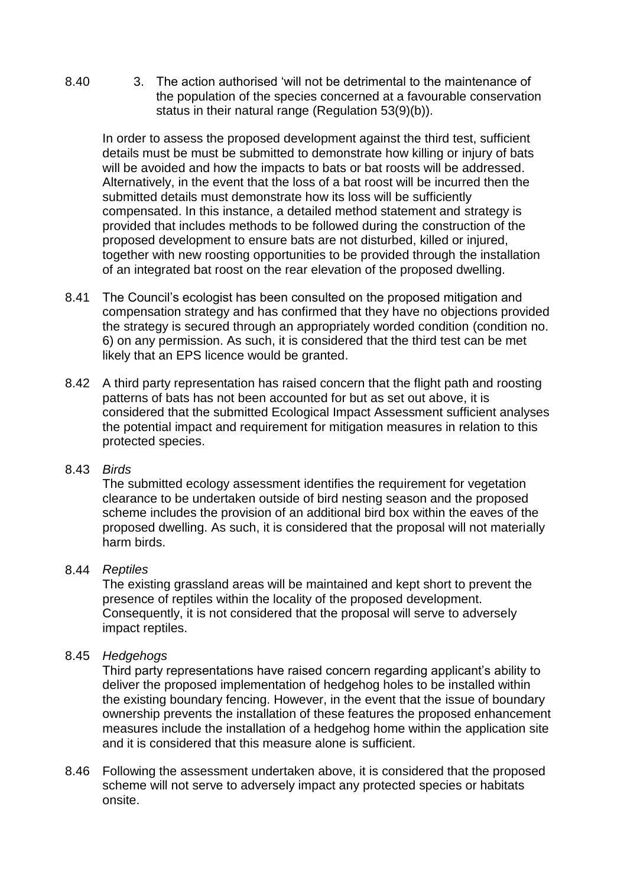8.40 3. The action authorised 'will not be detrimental to the maintenance of the population of the species concerned at a favourable conservation status in their natural range (Regulation 53(9)(b)).

In order to assess the proposed development against the third test, sufficient details must be must be submitted to demonstrate how killing or injury of bats will be avoided and how the impacts to bats or bat roosts will be addressed. Alternatively, in the event that the loss of a bat roost will be incurred then the submitted details must demonstrate how its loss will be sufficiently compensated. In this instance, a detailed method statement and strategy is provided that includes methods to be followed during the construction of the proposed development to ensure bats are not disturbed, killed or injured, together with new roosting opportunities to be provided through the installation of an integrated bat roost on the rear elevation of the proposed dwelling.

8.41 The Council's ecologist has been consulted on the proposed mitigation and compensation strategy and has confirmed that they have no objections provided the strategy is secured through an appropriately worded condition (condition no. 6) on any permission. As such, it is considered that the third test can be met likely that an EPS licence would be granted.

8.42 A third party representation has raised concern that the flight path and roosting patterns of bats has not been accounted for but as set out above, it is considered that the submitted Ecological Impact Assessment sufficient analyses the potential impact and requirement for mitigation measures in relation to this protected species.

8.43 *Birds*

The submitted ecology assessment identifies the requirement for vegetation clearance to be undertaken outside of bird nesting season and the proposed scheme includes the provision of an additional bird box within the eaves of the proposed dwelling. As such, it is considered that the proposal will not materially harm birds.

8.44 *Reptiles*

The existing grassland areas will be maintained and kept short to prevent the presence of reptiles within the locality of the proposed development. Consequently, it is not considered that the proposal will serve to adversely impact reptiles.

8.45 *Hedgehogs*

Third party representations have raised concern regarding applicant's ability to deliver the proposed implementation of hedgehog holes to be installed within the existing boundary fencing. However, in the event that the issue of boundary ownership prevents the installation of these features the proposed enhancement measures include the installation of a hedgehog home within the application site and it is considered that this measure alone is sufficient.

8.46 Following the assessment undertaken above, it is considered that the proposed scheme will not serve to adversely impact any protected species or habitats onsite.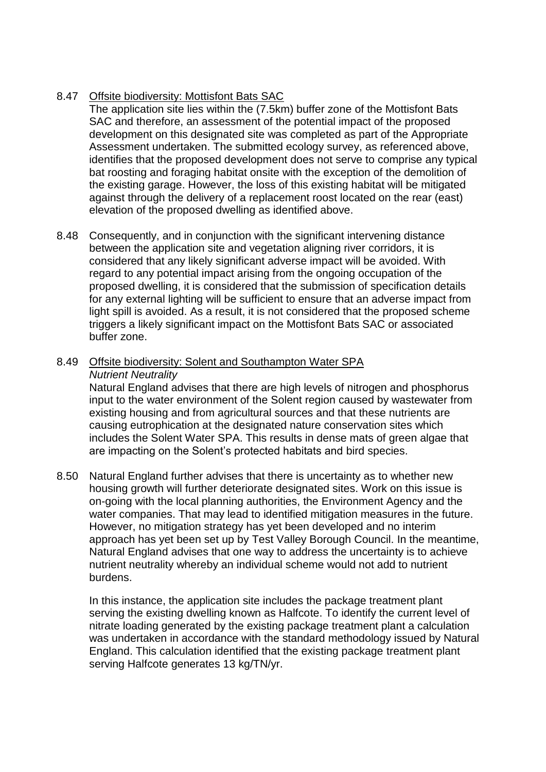8.47 Offsite biodiversity: Mottisfont Bats SAC

The application site lies within the (7.5km) buffer zone of the Mottisfont Bats SAC and therefore, an assessment of the potential impact of the proposed development on this designated site was completed as part of the Appropriate Assessment undertaken. The submitted ecology survey, as referenced above, identifies that the proposed development does not serve to comprise any typical bat roosting and foraging habitat onsite with the exception of the demolition of the existing garage. However, the loss of this existing habitat will be mitigated against through the delivery of a replacement roost located on the rear (east) elevation of the proposed dwelling as identified above.

8.48 Consequently, and in conjunction with the significant intervening distance between the application site and vegetation aligning river corridors, it is considered that any likely significant adverse impact will be avoided. With regard to any potential impact arising from the ongoing occupation of the proposed dwelling, it is considered that the submission of specification details for any external lighting will be sufficient to ensure that an adverse impact from light spill is avoided. As a result, it is not considered that the proposed scheme triggers a likely significant impact on the Mottisfont Bats SAC or associated buffer zone.

8.49 Offsite biodiversity: Solent and Southampton Water SPA

*Nutrient Neutrality*

Natural England advises that there are high levels of nitrogen and phosphorus input to the water environment of the Solent region caused by wastewater from existing housing and from agricultural sources and that these nutrients are causing eutrophication at the designated nature conservation sites which includes the Solent Water SPA. This results in dense mats of green algae that are impacting on the Solent's protected habitats and bird species.

8.50 Natural England further advises that there is uncertainty as to whether new housing growth will further deteriorate designated sites. Work on this issue is on-going with the local planning authorities, the Environment Agency and the water companies. That may lead to identified mitigation measures in the future. However, no mitigation strategy has yet been developed and no interim approach has yet been set up by Test Valley Borough Council. In the meantime, Natural England advises that one way to address the uncertainty is to achieve nutrient neutrality whereby an individual scheme would not add to nutrient burdens.

In this instance, the application site includes the package treatment plant serving the existing dwelling known as Halfcote. To identify the current level of nitrate loading generated by the existing package treatment plant a calculation was undertaken in accordance with the standard methodology issued by Natural England. This calculation identified that the existing package treatment plant serving Halfcote generates 13 kg/TN/yr.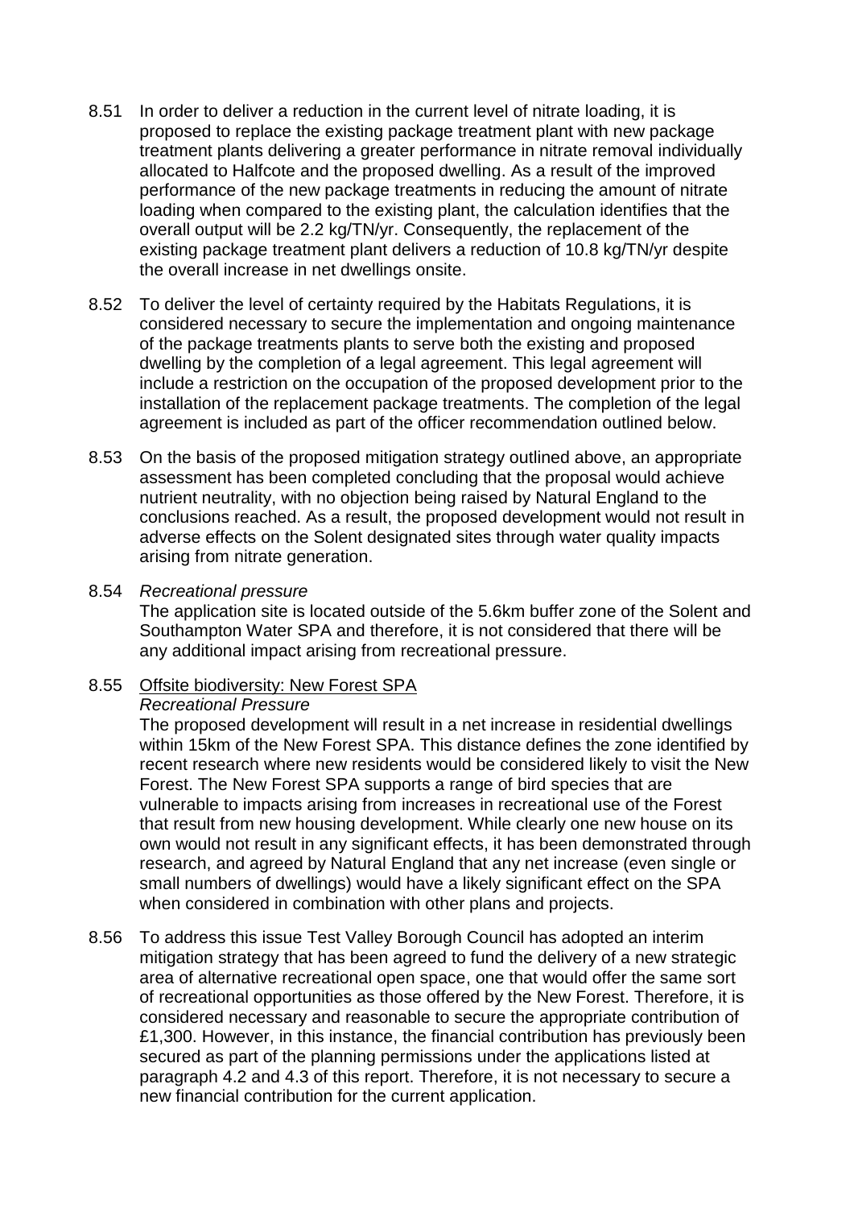8.51 In order to deliver a reduction in the current level of nitrate loading, it is proposed to replace the existing package treatment plant with new package treatment plants delivering a greater performance in nitrate removal individually allocated to Halfcote and the proposed dwelling. As a result of the improved performance of the new package treatments in reducing the amount of nitrate loading when compared to the existing plant, the calculation identifies that the overall output will be 2.2 kg/TN/yr. Consequently, the replacement of the existing package treatment plant delivers a reduction of 10.8 kg/TN/yr despite the overall increase in net dwellings onsite.

8.52 To deliver the level of certainty required by the Habitats Regulations, it is considered necessary to secure the implementation and ongoing maintenance of the package treatments plants to serve both the existing and proposed dwelling by the completion of a legal agreement. This legal agreement will include a restriction on the occupation of the proposed development prior to the installation of the replacement package treatments. The completion of the legal agreement is included as part of the officer recommendation outlined below.

8.53 On the basis of the proposed mitigation strategy outlined above, an appropriate assessment has been completed concluding that the proposal would achieve nutrient neutrality, with no objection being raised by Natural England to the conclusions reached. As a result, the proposed development would not result in adverse effects on the Solent designated sites through water quality impacts arising from nitrate generation.

8.54 *Recreational pressure*
The application site is located outside of the 5.6km buffer zone of the Solent and Southampton Water SPA and therefore, it is not considered that there will be any additional impact arising from recreational pressure.

8.55 <u>Offsite biodiversity: New Forest SPA</u>
*Recreational Pressure*
The proposed development will result in a net increase in residential dwellings within 15km of the New Forest SPA. This distance defines the zone identified by recent research where new residents would be considered likely to visit the New Forest. The New Forest SPA supports a range of bird species that are vulnerable to impacts arising from increases in recreational use of the Forest that result from new housing development. While clearly one new house on its own would not result in any significant effects, it has been demonstrated through research, and agreed by Natural England that any net increase (even single or small numbers of dwellings) would have a likely significant effect on the SPA when considered in combination with other plans and projects.

8.56 To address this issue Test Valley Borough Council has adopted an interim mitigation strategy that has been agreed to fund the delivery of a new strategic area of alternative recreational open space, one that would offer the same sort of recreational opportunities as those offered by the New Forest. Therefore, it is considered necessary and reasonable to secure the appropriate contribution of £1,300. However, in this instance, the financial contribution has previously been secured as part of the planning permissions under the applications listed at paragraph 4.2 and 4.3 of this report. Therefore, it is not necessary to secure a new financial contribution for the current application.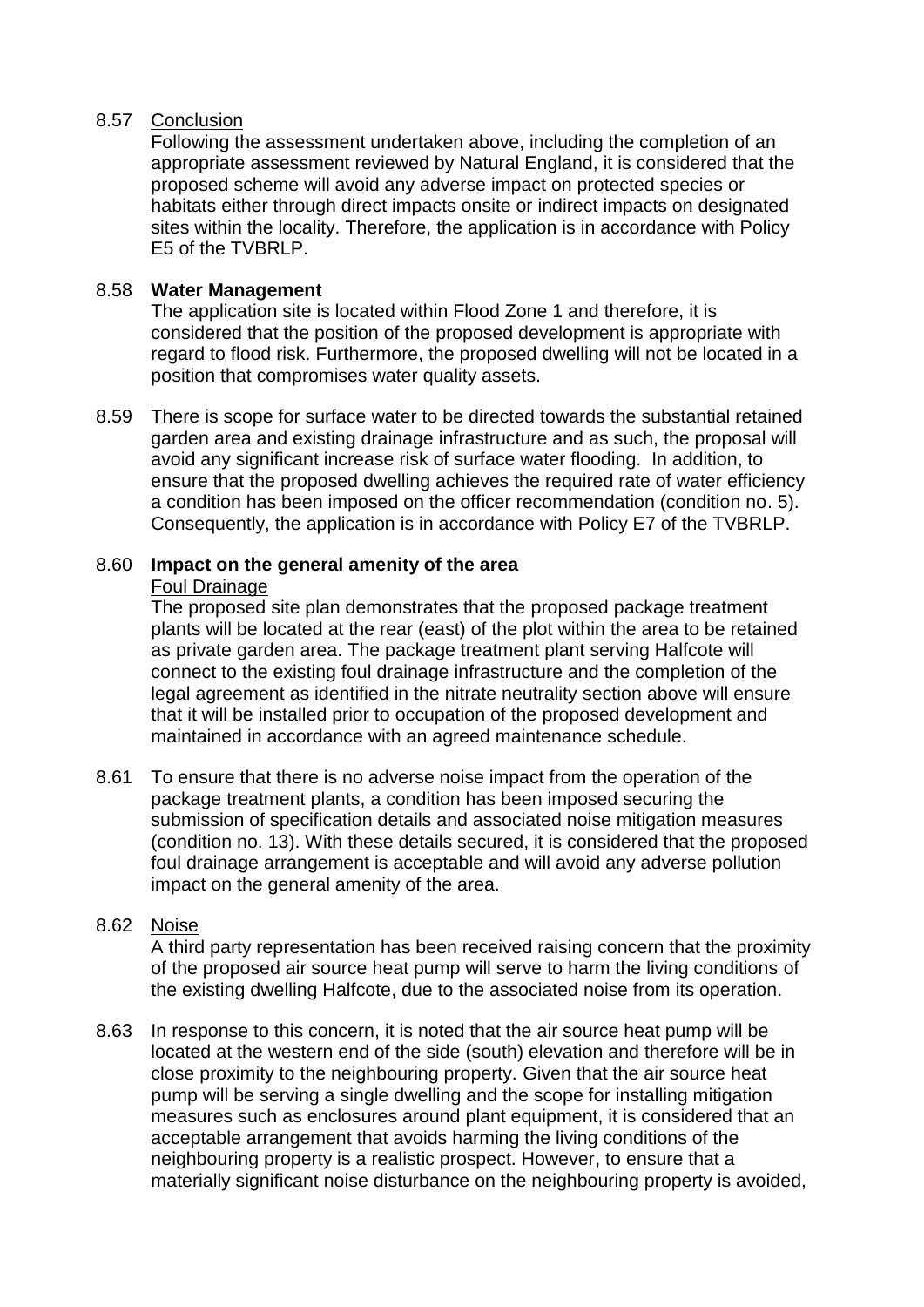8.57 Conclusion

Following the assessment undertaken above, including the completion of an appropriate assessment reviewed by Natural England, it is considered that the proposed scheme will avoid any adverse impact on protected species or habitats either through direct impacts onsite or indirect impacts on designated sites within the locality. Therefore, the application is in accordance with Policy E5 of the TVBRLP.

8.58 **Water Management**

The application site is located within Flood Zone 1 and therefore, it is considered that the position of the proposed development is appropriate with regard to flood risk. Furthermore, the proposed dwelling will not be located in a position that compromises water quality assets.

8.59 There is scope for surface water to be directed towards the substantial retained garden area and existing drainage infrastructure and as such, the proposal will avoid any significant increase risk of surface water flooding. In addition, to ensure that the proposed dwelling achieves the required rate of water efficiency a condition has been imposed on the officer recommendation (condition no. 5). Consequently, the application is in accordance with Policy E7 of the TVBRLP.

8.60 **Impact on the general amenity of the area**

Foul Drainage

The proposed site plan demonstrates that the proposed package treatment plants will be located at the rear (east) of the plot within the area to be retained as private garden area. The package treatment plant serving Halfcote will connect to the existing foul drainage infrastructure and the completion of the legal agreement as identified in the nitrate neutrality section above will ensure that it will be installed prior to occupation of the proposed development and maintained in accordance with an agreed maintenance schedule.

8.61 To ensure that there is no adverse noise impact from the operation of the package treatment plants, a condition has been imposed securing the submission of specification details and associated noise mitigation measures (condition no. 13). With these details secured, it is considered that the proposed foul drainage arrangement is acceptable and will avoid any adverse pollution impact on the general amenity of the area.

8.62 Noise

A third party representation has been received raising concern that the proximity of the proposed air source heat pump will serve to harm the living conditions of the existing dwelling Halfcote, due to the associated noise from its operation.

8.63 In response to this concern, it is noted that the air source heat pump will be located at the western end of the side (south) elevation and therefore will be in close proximity to the neighbouring property. Given that the air source heat pump will be serving a single dwelling and the scope for installing mitigation measures such as enclosures around plant equipment, it is considered that an acceptable arrangement that avoids harming the living conditions of the neighbouring property is a realistic prospect. However, to ensure that a materially significant noise disturbance on the neighbouring property is avoided,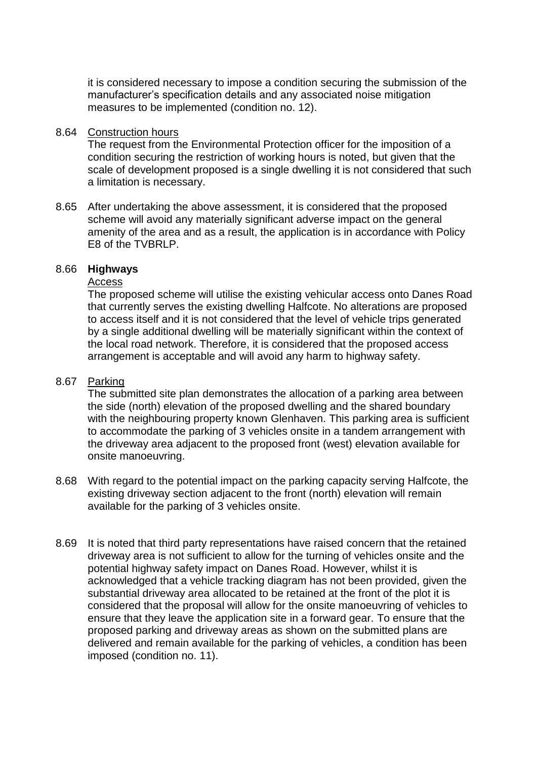it is considered necessary to impose a condition securing the submission of the manufacturer's specification details and any associated noise mitigation measures to be implemented (condition no. 12).

8.64 Construction hours

The request from the Environmental Protection officer for the imposition of a condition securing the restriction of working hours is noted, but given that the scale of development proposed is a single dwelling it is not considered that such a limitation is necessary.

8.65 After undertaking the above assessment, it is considered that the proposed scheme will avoid any materially significant adverse impact on the general amenity of the area and as a result, the application is in accordance with Policy E8 of the TVBRLP.

8.66 **Highways**

Access

The proposed scheme will utilise the existing vehicular access onto Danes Road that currently serves the existing dwelling Halfcote. No alterations are proposed to access itself and it is not considered that the level of vehicle trips generated by a single additional dwelling will be materially significant within the context of the local road network. Therefore, it is considered that the proposed access arrangement is acceptable and will avoid any harm to highway safety.

8.67 Parking

The submitted site plan demonstrates the allocation of a parking area between the side (north) elevation of the proposed dwelling and the shared boundary with the neighbouring property known Glenhaven. This parking area is sufficient to accommodate the parking of 3 vehicles onsite in a tandem arrangement with the driveway area adjacent to the proposed front (west) elevation available for onsite manoeuvring.

8.68 With regard to the potential impact on the parking capacity serving Halfcote, the existing driveway section adjacent to the front (north) elevation will remain available for the parking of 3 vehicles onsite.

8.69 It is noted that third party representations have raised concern that the retained driveway area is not sufficient to allow for the turning of vehicles onsite and the potential highway safety impact on Danes Road. However, whilst it is acknowledged that a vehicle tracking diagram has not been provided, given the substantial driveway area allocated to be retained at the front of the plot it is considered that the proposal will allow for the onsite manoeuvring of vehicles to ensure that they leave the application site in a forward gear. To ensure that the proposed parking and driveway areas as shown on the submitted plans are delivered and remain available for the parking of vehicles, a condition has been imposed (condition no. 11).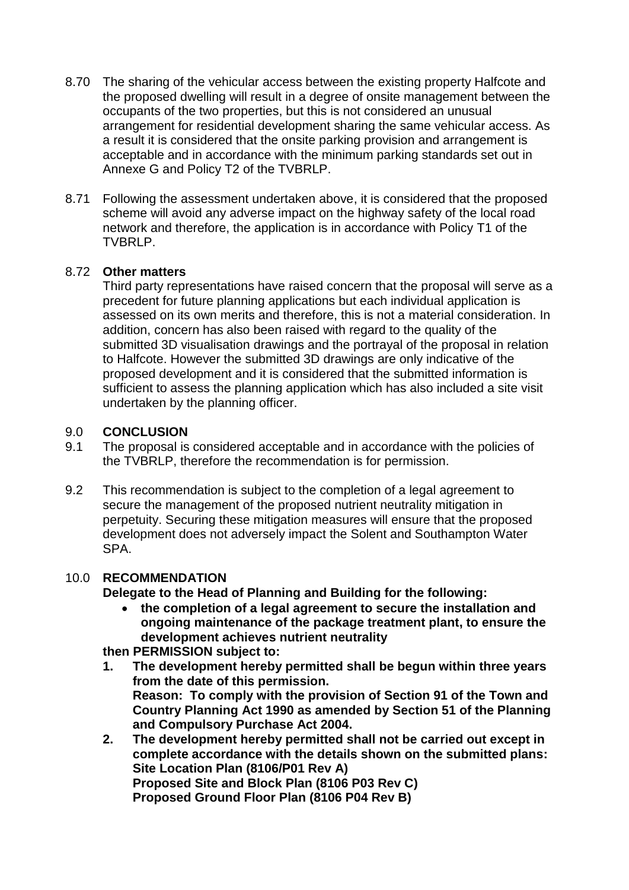8.70 The sharing of the vehicular access between the existing property Halfcote and the proposed dwelling will result in a degree of onsite management between the occupants of the two properties, but this is not considered an unusual arrangement for residential development sharing the same vehicular access. As a result it is considered that the onsite parking provision and arrangement is acceptable and in accordance with the minimum parking standards set out in Annexe G and Policy T2 of the TVBRLP.

8.71 Following the assessment undertaken above, it is considered that the proposed scheme will avoid any adverse impact on the highway safety of the local road network and therefore, the application is in accordance with Policy T1 of the TVBRLP.

8.72 **Other matters**

Third party representations have raised concern that the proposal will serve as a precedent for future planning applications but each individual application is assessed on its own merits and therefore, this is not a material consideration. In addition, concern has also been raised with regard to the quality of the submitted 3D visualisation drawings and the portrayal of the proposal in relation to Halfcote. However the submitted 3D drawings are only indicative of the proposed development and it is considered that the submitted information is sufficient to assess the planning application which has also included a site visit undertaken by the planning officer.

## 9.0 CONCLUSION

9.1 The proposal is considered acceptable and in accordance with the policies of the TVBRLP, therefore the recommendation is for permission.

9.2 This recommendation is subject to the completion of a legal agreement to secure the management of the proposed nutrient neutrality mitigation in perpetuity. Securing these mitigation measures will ensure that the proposed development does not adversely impact the Solent and Southampton Water SPA.

## 10.0 RECOMMENDATION

**Delegate to the Head of Planning and Building for the following:**

- **the completion of a legal agreement to secure the installation and ongoing maintenance of the package treatment plant, to ensure the development achieves nutrient neutrality**

**then PERMISSION subject to:**

1. **The development hereby permitted shall be begun within three years from the date of this permission.**
   **Reason: To comply with the provision of Section 91 of the Town and Country Planning Act 1990 as amended by Section 51 of the Planning and Compulsory Purchase Act 2004.**
2. **The development hereby permitted shall not be carried out except in complete accordance with the details shown on the submitted plans:**
   **Site Location Plan (8106/P01 Rev A)**
   **Proposed Site and Block Plan (8106 P03 Rev C)**
   **Proposed Ground Floor Plan (8106 P04 Rev B)**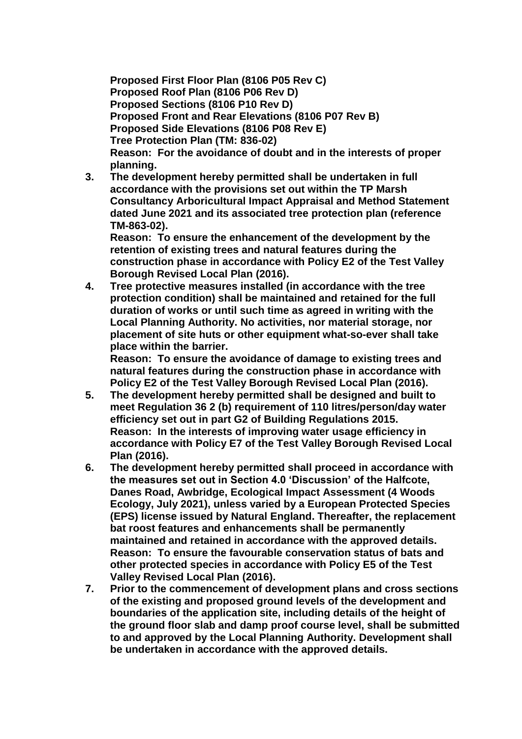**Proposed First Floor Plan (8106 P05 Rev C)**
**Proposed Roof Plan (8106 P06 Rev D)**
**Proposed Sections (8106 P10 Rev D)**
**Proposed Front and Rear Elevations (8106 P07 Rev B)**
**Proposed Side Elevations (8106 P08 Rev E)**
**Tree Protection Plan (TM: 836-02)**
**Reason: For the avoidance of doubt and in the interests of proper planning.**

3. **The development hereby permitted shall be undertaken in full accordance with the provisions set out within the TP Marsh Consultancy Arboricultural Impact Appraisal and Method Statement dated June 2021 and its associated tree protection plan (reference TM-863-02).**
   **Reason: To ensure the enhancement of the development by the retention of existing trees and natural features during the construction phase in accordance with Policy E2 of the Test Valley Borough Revised Local Plan (2016).**
4. **Tree protective measures installed (in accordance with the tree protection condition) shall be maintained and retained for the full duration of works or until such time as agreed in writing with the Local Planning Authority. No activities, nor material storage, nor placement of site huts or other equipment what-so-ever shall take place within the barrier.**
   **Reason: To ensure the avoidance of damage to existing trees and natural features during the construction phase in accordance with Policy E2 of the Test Valley Borough Revised Local Plan (2016).**
5. **The development hereby permitted shall be designed and built to meet Regulation 36 2 (b) requirement of 110 litres/person/day water efficiency set out in part G2 of Building Regulations 2015.**
   **Reason: In the interests of improving water usage efficiency in accordance with Policy E7 of the Test Valley Borough Revised Local Plan (2016).**
6. **The development hereby permitted shall proceed in accordance with the measures set out in Section 4.0 'Discussion' of the Halfcote, Danes Road, Awbridge, Ecological Impact Assessment (4 Woods Ecology, July 2021), unless varied by a European Protected Species (EPS) license issued by Natural England. Thereafter, the replacement bat roost features and enhancements shall be permanently maintained and retained in accordance with the approved details.**
   **Reason: To ensure the favourable conservation status of bats and other protected species in accordance with Policy E5 of the Test Valley Revised Local Plan (2016).**
7. **Prior to the commencement of development plans and cross sections of the existing and proposed ground levels of the development and boundaries of the application site, including details of the height of the ground floor slab and damp proof course level, shall be submitted to and approved by the Local Planning Authority. Development shall be undertaken in accordance with the approved details.**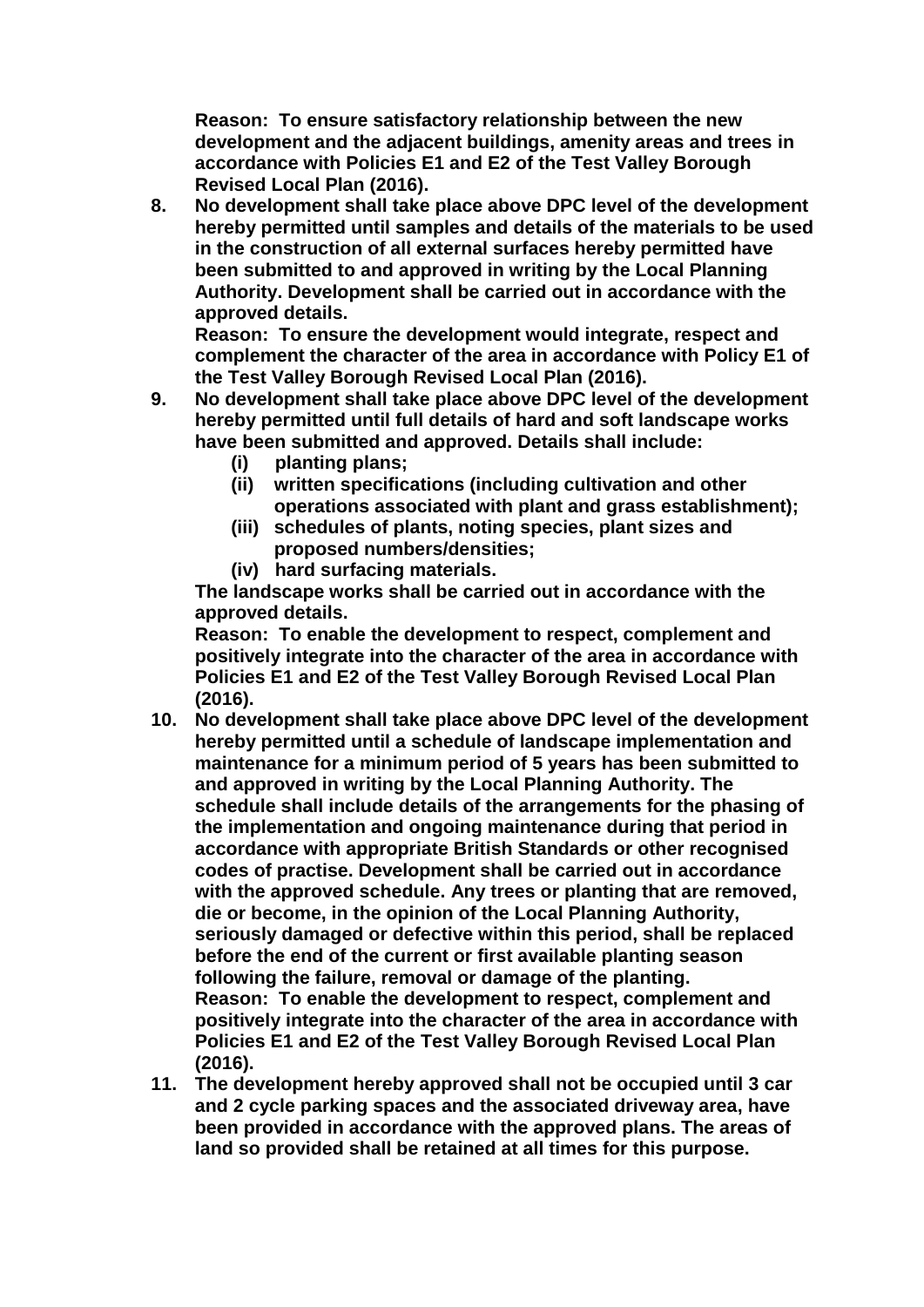**Reason: To ensure satisfactory relationship between the new development and the adjacent buildings, amenity areas and trees in accordance with Policies E1 and E2 of the Test Valley Borough Revised Local Plan (2016).**

8. **No development shall take place above DPC level of the development hereby permitted until samples and details of the materials to be used in the construction of all external surfaces hereby permitted have been submitted to and approved in writing by the Local Planning Authority. Development shall be carried out in accordance with the approved details.**
   **Reason: To ensure the development would integrate, respect and complement the character of the area in accordance with Policy E1 of the Test Valley Borough Revised Local Plan (2016).**

9. **No development shall take place above DPC level of the development hereby permitted until full details of hard and soft landscape works have been submitted and approved. Details shall include:**
   - **(i) planting plans;**
   - **(ii) written specifications (including cultivation and other operations associated with plant and grass establishment);**
   - **(iii) schedules of plants, noting species, plant sizes and proposed numbers/densities;**
   - **(iv) hard surfacing materials.**

   **The landscape works shall be carried out in accordance with the approved details.**
   **Reason: To enable the development to respect, complement and positively integrate into the character of the area in accordance with Policies E1 and E2 of the Test Valley Borough Revised Local Plan (2016).**

10. **No development shall take place above DPC level of the development hereby permitted until a schedule of landscape implementation and maintenance for a minimum period of 5 years has been submitted to and approved in writing by the Local Planning Authority. The schedule shall include details of the arrangements for the phasing of the implementation and ongoing maintenance during that period in accordance with appropriate British Standards or other recognised codes of practise. Development shall be carried out in accordance with the approved schedule. Any trees or planting that are removed, die or become, in the opinion of the Local Planning Authority, seriously damaged or defective within this period, shall be replaced before the end of the current or first available planting season following the failure, removal or damage of the planting.**
    **Reason: To enable the development to respect, complement and positively integrate into the character of the area in accordance with Policies E1 and E2 of the Test Valley Borough Revised Local Plan (2016).**

11. **The development hereby approved shall not be occupied until 3 car and 2 cycle parking spaces and the associated driveway area, have been provided in accordance with the approved plans. The areas of land so provided shall be retained at all times for this purpose.**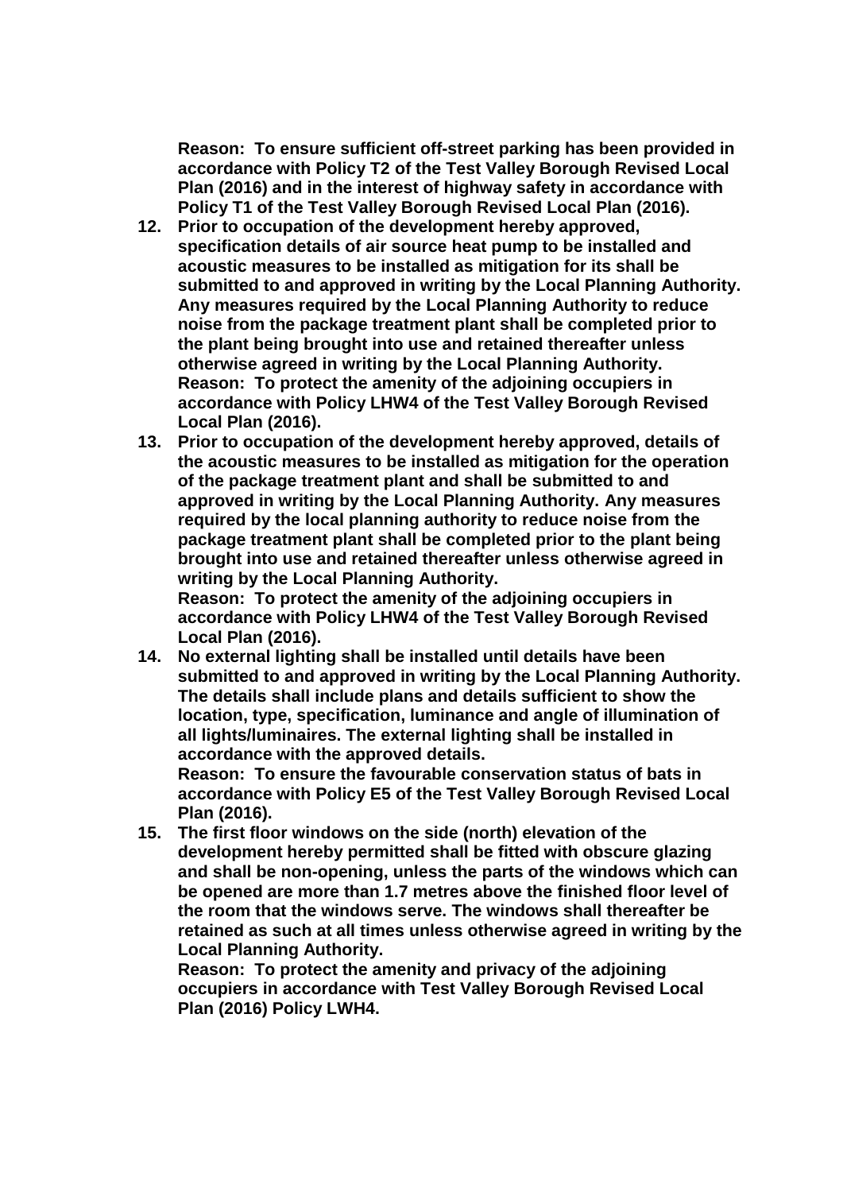**Reason: To ensure sufficient off-street parking has been provided in accordance with Policy T2 of the Test Valley Borough Revised Local Plan (2016) and in the interest of highway safety in accordance with Policy T1 of the Test Valley Borough Revised Local Plan (2016).**

12. **Prior to occupation of the development hereby approved, specification details of air source heat pump to be installed and acoustic measures to be installed as mitigation for its shall be submitted to and approved in writing by the Local Planning Authority. Any measures required by the Local Planning Authority to reduce noise from the package treatment plant shall be completed prior to the plant being brought into use and retained thereafter unless otherwise agreed in writing by the Local Planning Authority.**
**Reason: To protect the amenity of the adjoining occupiers in accordance with Policy LHW4 of the Test Valley Borough Revised Local Plan (2016).**
13. **Prior to occupation of the development hereby approved, details of the acoustic measures to be installed as mitigation for the operation of the package treatment plant and shall be submitted to and approved in writing by the Local Planning Authority. Any measures required by the local planning authority to reduce noise from the package treatment plant shall be completed prior to the plant being brought into use and retained thereafter unless otherwise agreed in writing by the Local Planning Authority.**
**Reason: To protect the amenity of the adjoining occupiers in accordance with Policy LHW4 of the Test Valley Borough Revised Local Plan (2016).**
14. **No external lighting shall be installed until details have been submitted to and approved in writing by the Local Planning Authority. The details shall include plans and details sufficient to show the location, type, specification, luminance and angle of illumination of all lights/luminaires. The external lighting shall be installed in accordance with the approved details.**
**Reason: To ensure the favourable conservation status of bats in accordance with Policy E5 of the Test Valley Borough Revised Local Plan (2016).**
15. **The first floor windows on the side (north) elevation of the development hereby permitted shall be fitted with obscure glazing and shall be non-opening, unless the parts of the windows which can be opened are more than 1.7 metres above the finished floor level of the room that the windows serve. The windows shall thereafter be retained as such at all times unless otherwise agreed in writing by the Local Planning Authority.**
**Reason: To protect the amenity and privacy of the adjoining occupiers in accordance with Test Valley Borough Revised Local Plan (2016) Policy LWH4.**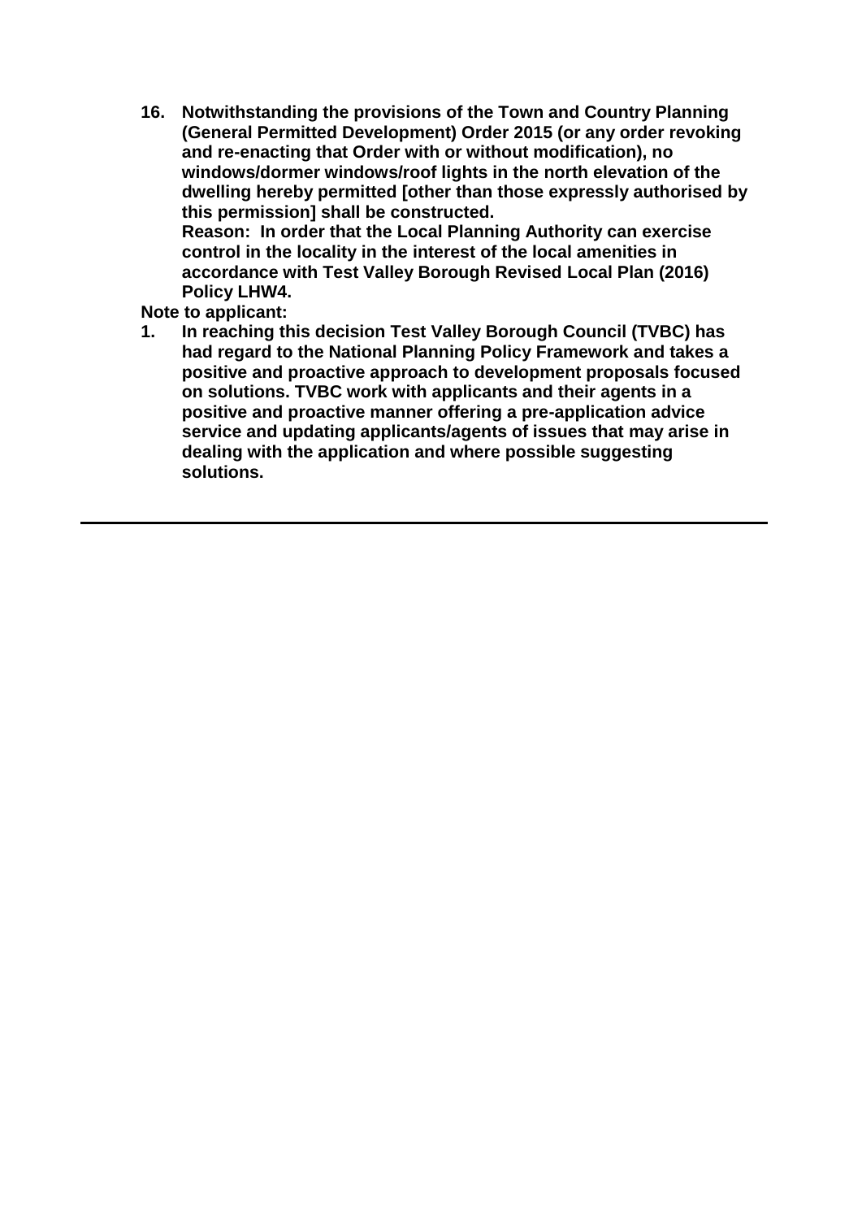16. **Notwithstanding the provisions of the Town and Country Planning (General Permitted Development) Order 2015 (or any order revoking and re-enacting that Order with or without modification), no windows/dormer windows/roof lights in the north elevation of the dwelling hereby permitted [other than those expressly authorised by this permission] shall be constructed.**
    **Reason: In order that the Local Planning Authority can exercise control in the locality in the interest of the local amenities in accordance with Test Valley Borough Revised Local Plan (2016) Policy LHW4.**

**Note to applicant:**

1. **In reaching this decision Test Valley Borough Council (TVBC) has had regard to the National Planning Policy Framework and takes a positive and proactive approach to development proposals focused on solutions. TVBC work with applicants and their agents in a positive and proactive manner offering a pre-application advice service and updating applicants/agents of issues that may arise in dealing with the application and where possible suggesting solutions.**

---